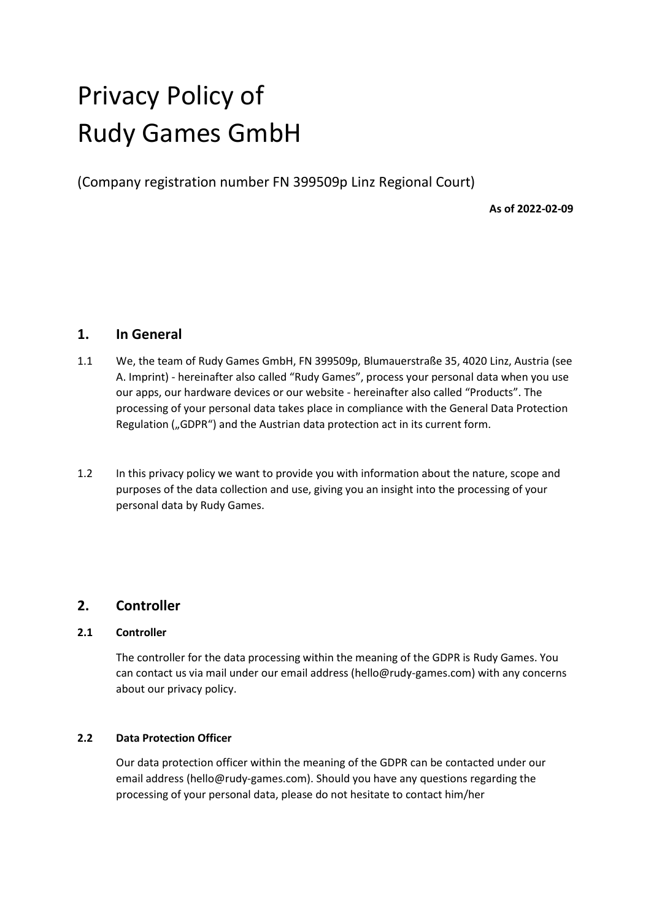# Privacy Policy of Rudy Games GmbH

(Company registration number FN 399509p Linz Regional Court)

**As of 2022-02-09**

## 1. In General

1.1 We, the team of Rudy Games GmbH, FN 399509p, Blumauerstraße 35, 4020 Linz, Austria (see A. Imprint) - hereinafter also called "Rudy Games", process your personal data when you use our apps, our hardware devices or our website - hereinafter also called "Products". The processing of your personal data takes place in compliance with the General Data Protection Regulation („GDPR") and the Austrian data protection act in its current form.

1.2 In this privacy policy we want to provide you with information about the nature, scope and purposes of the data collection and use, giving you an insight into the processing of your personal data by Rudy Games.

## 2. Controller

### 2.1 Controller

The controller for the data processing within the meaning of the GDPR is Rudy Games. You can contact us via mail under our email address (hello@rudy-games.com) with any concerns about our privacy policy.

### 2.2 Data Protection Officer

Our data protection officer within the meaning of the GDPR can be contacted under our email address (hello@rudy-games.com). Should you have any questions regarding the processing of your personal data, please do not hesitate to contact him/her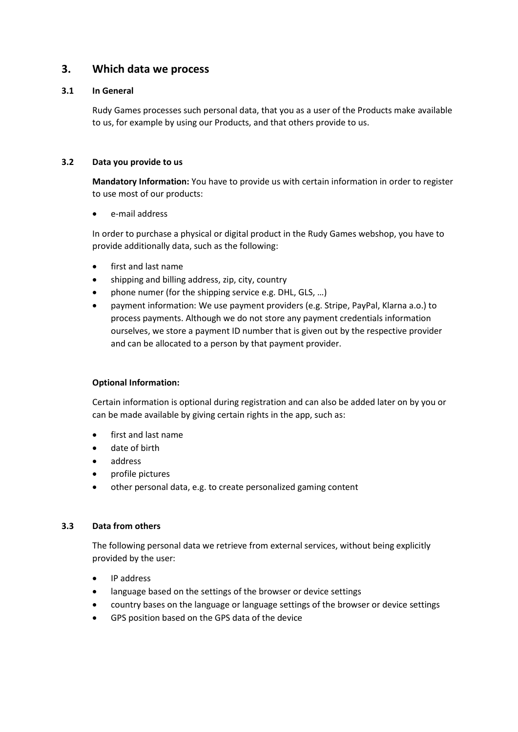## 3. Which data we process

### 3.1 In General

Rudy Games processes such personal data, that you as a user of the Products make available to us, for example by using our Products, and that others provide to us.

### 3.2 Data you provide to us

**Mandatory Information:** You have to provide us with certain information in order to register to use most of our products:

- e-mail address

In order to purchase a physical or digital product in the Rudy Games webshop, you have to provide additionally data, such as the following:

- first and last name
- shipping and billing address, zip, city, country
- phone numer (for the shipping service e.g. DHL, GLS, …)
- payment information: We use payment providers (e.g. Stripe, PayPal, Klarna a.o.) to process payments. Although we do not store any payment credentials information ourselves, we store a payment ID number that is given out by the respective provider and can be allocated to a person by that payment provider.

**Optional Information:**

Certain information is optional during registration and can also be added later on by you or can be made available by giving certain rights in the app, such as:

- first and last name
- date of birth
- address
- profile pictures
- other personal data, e.g. to create personalized gaming content

### 3.3 Data from others

The following personal data we retrieve from external services, without being explicitly provided by the user:

- IP address
- language based on the settings of the browser or device settings
- country bases on the language or language settings of the browser or device settings
- GPS position based on the GPS data of the device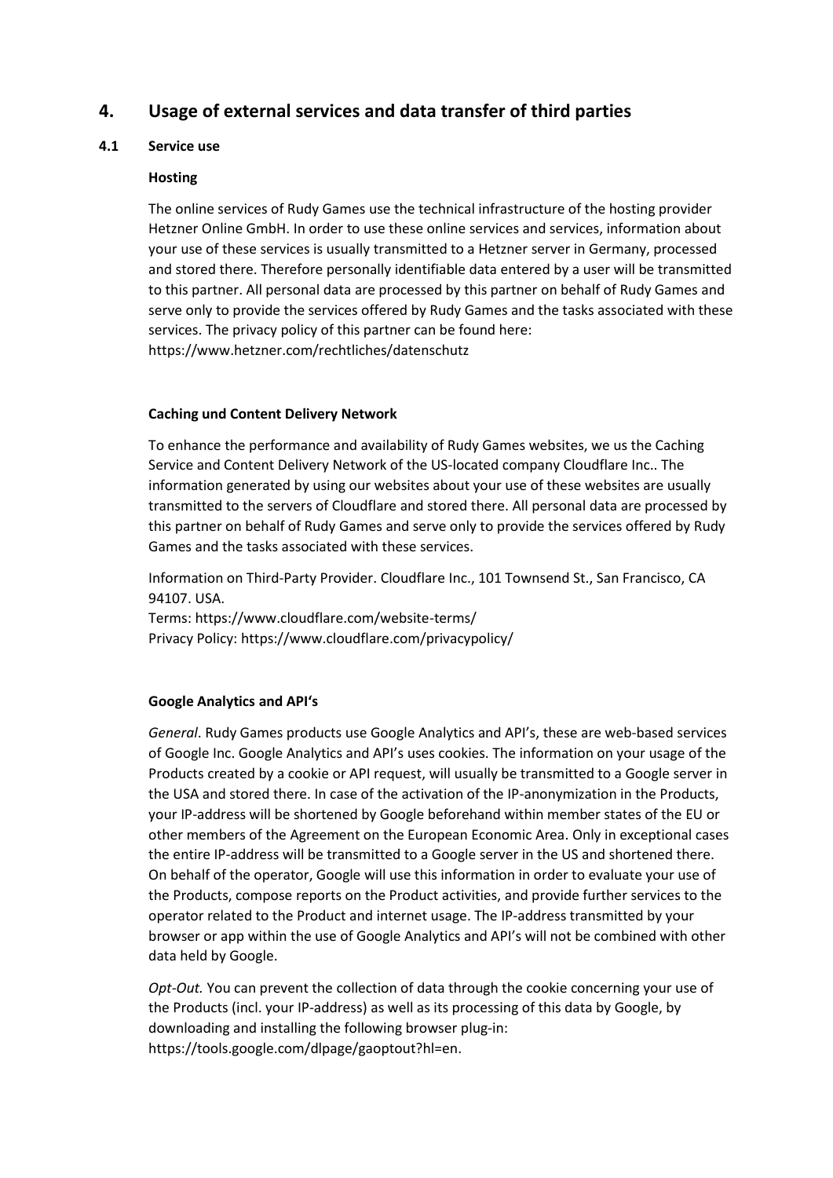# 4. Usage of external services and data transfer of third parties

## 4.1 Service use

### Hosting

The online services of Rudy Games use the technical infrastructure of the hosting provider Hetzner Online GmbH. In order to use these online services and services, information about your use of these services is usually transmitted to a Hetzner server in Germany, processed and stored there. Therefore personally identifiable data entered by a user will be transmitted to this partner. All personal data are processed by this partner on behalf of Rudy Games and serve only to provide the services offered by Rudy Games and the tasks associated with these services. The privacy policy of this partner can be found here: https://www.hetzner.com/rechtliches/datenschutz

### Caching und Content Delivery Network

To enhance the performance and availability of Rudy Games websites, we us the Caching Service and Content Delivery Network of the US-located company Cloudflare Inc.. The information generated by using our websites about your use of these websites are usually transmitted to the servers of Cloudflare and stored there. All personal data are processed by this partner on behalf of Rudy Games and serve only to provide the services offered by Rudy Games and the tasks associated with these services.

Information on Third-Party Provider. Cloudflare Inc., 101 Townsend St., San Francisco, CA 94107. USA.
Terms: https://www.cloudflare.com/website-terms/
Privacy Policy: https://www.cloudflare.com/privacypolicy/

### Google Analytics and API's

*General*. Rudy Games products use Google Analytics and API's, these are web-based services of Google Inc. Google Analytics and API's uses cookies. The information on your usage of the Products created by a cookie or API request, will usually be transmitted to a Google server in the USA and stored there. In case of the activation of the IP-anonymization in the Products, your IP-address will be shortened by Google beforehand within member states of the EU or other members of the Agreement on the European Economic Area. Only in exceptional cases the entire IP-address will be transmitted to a Google server in the US and shortened there. On behalf of the operator, Google will use this information in order to evaluate your use of the Products, compose reports on the Product activities, and provide further services to the operator related to the Product and internet usage. The IP-address transmitted by your browser or app within the use of Google Analytics and API's will not be combined with other data held by Google.

*Opt-Out.* You can prevent the collection of data through the cookie concerning your use of the Products (incl. your IP-address) as well as its processing of this data by Google, by downloading and installing the following browser plug-in: https://tools.google.com/dlpage/gaoptout?hl=en.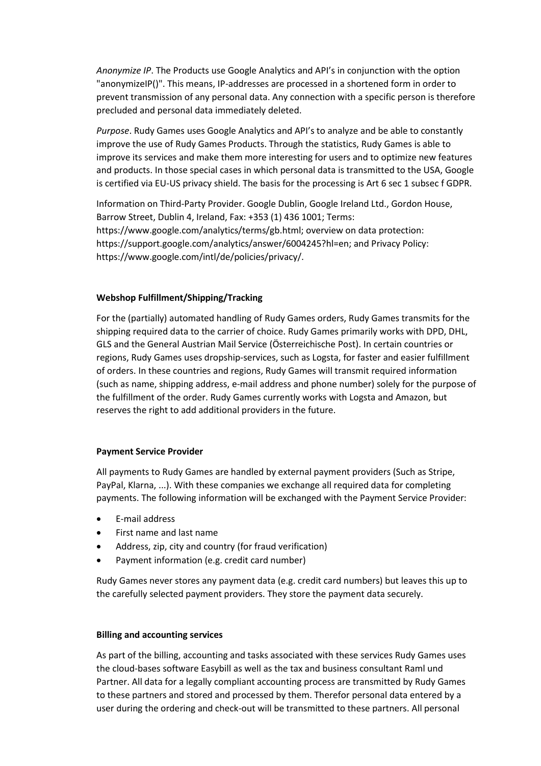*Anonymize IP*. The Products use Google Analytics and API's in conjunction with the option "anonymizeIP()". This means, IP-addresses are processed in a shortened form in order to prevent transmission of any personal data. Any connection with a specific person is therefore precluded and personal data immediately deleted.

*Purpose*. Rudy Games uses Google Analytics and API's to analyze and be able to constantly improve the use of Rudy Games Products. Through the statistics, Rudy Games is able to improve its services and make them more interesting for users and to optimize new features and products. In those special cases in which personal data is transmitted to the USA, Google is certified via EU-US privacy shield. The basis for the processing is Art 6 sec 1 subsec f GDPR.

Information on Third-Party Provider. Google Dublin, Google Ireland Ltd., Gordon House, Barrow Street, Dublin 4, Ireland, Fax: +353 (1) 436 1001; Terms: https://www.google.com/analytics/terms/gb.html; overview on data protection: https://support.google.com/analytics/answer/6004245?hl=en; and Privacy Policy: https://www.google.com/intl/de/policies/privacy/.

**Webshop Fulfillment/Shipping/Tracking**

For the (partially) automated handling of Rudy Games orders, Rudy Games transmits for the shipping required data to the carrier of choice. Rudy Games primarily works with DPD, DHL, GLS and the General Austrian Mail Service (Österreichische Post). In certain countries or regions, Rudy Games uses dropship-services, such as Logsta, for faster and easier fulfillment of orders. In these countries and regions, Rudy Games will transmit required information (such as name, shipping address, e-mail address and phone number) solely for the purpose of the fulfillment of the order. Rudy Games currently works with Logsta and Amazon, but reserves the right to add additional providers in the future.

**Payment Service Provider**

All payments to Rudy Games are handled by external payment providers (Such as Stripe, PayPal, Klarna, ...). With these companies we exchange all required data for completing payments. The following information will be exchanged with the Payment Service Provider:

- E-mail address
- First name and last name
- Address, zip, city and country (for fraud verification)
- Payment information (e.g. credit card number)

Rudy Games never stores any payment data (e.g. credit card numbers) but leaves this up to the carefully selected payment providers. They store the payment data securely.

**Billing and accounting services**

As part of the billing, accounting and tasks associated with these services Rudy Games uses the cloud-bases software Easybill as well as the tax and business consultant Raml und Partner. All data for a legally compliant accounting process are transmitted by Rudy Games to these partners and stored and processed by them. Therefor personal data entered by a user during the ordering and check-out will be transmitted to these partners. All personal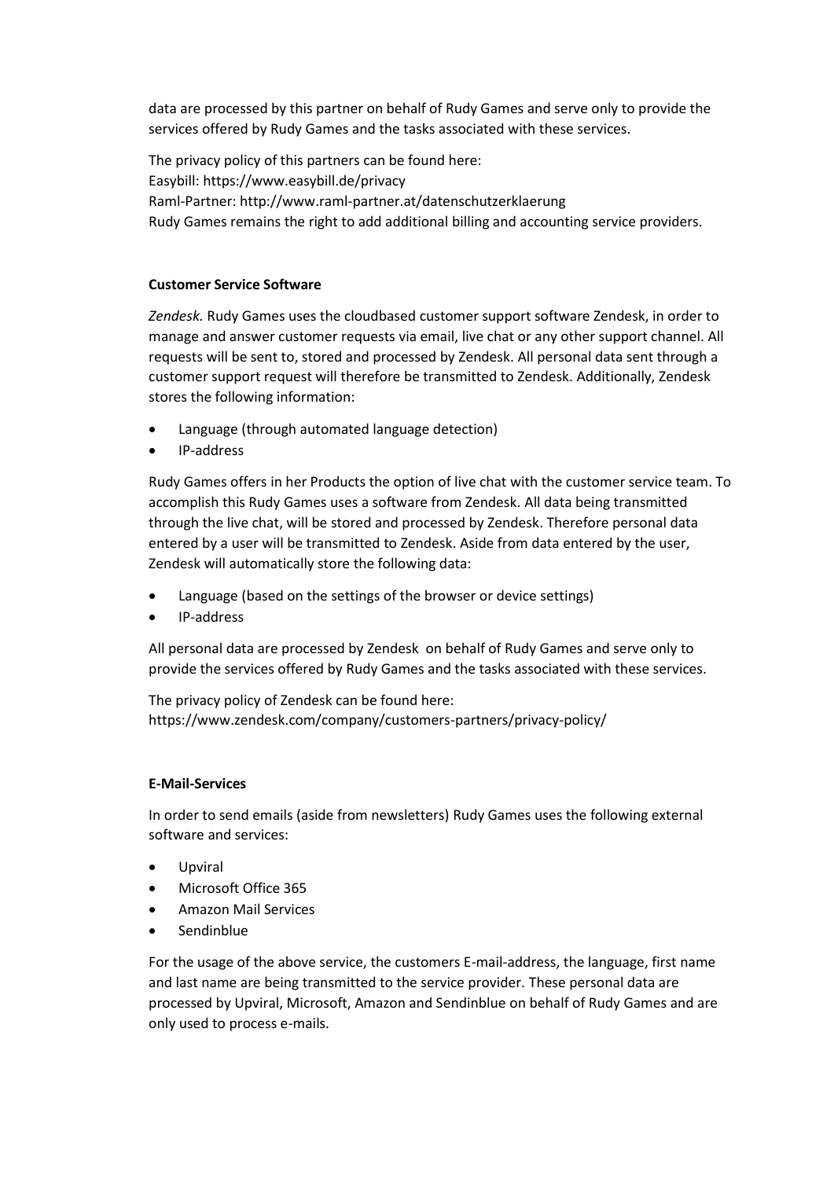data are processed by this partner on behalf of Rudy Games and serve only to provide the services offered by Rudy Games and the tasks associated with these services.

The privacy policy of this partners can be found here:
Easybill: https://www.easybill.de/privacy
Raml-Partner: http://www.raml-partner.at/datenschutzerklaerung
Rudy Games remains the right to add additional billing and accounting service providers.

**Customer Service Software**

*Zendesk.* Rudy Games uses the cloudbased customer support software Zendesk, in order to manage and answer customer requests via email, live chat or any other support channel. All requests will be sent to, stored and processed by Zendesk. All personal data sent through a customer support request will therefore be transmitted to Zendesk. Additionally, Zendesk stores the following information:

- Language (through automated language detection)
- IP-address

Rudy Games offers in her Products the option of live chat with the customer service team. To accomplish this Rudy Games uses a software from Zendesk. All data being transmitted through the live chat, will be stored and processed by Zendesk. Therefore personal data entered by a user will be transmitted to Zendesk. Aside from data entered by the user, Zendesk will automatically store the following data:

- Language (based on the settings of the browser or device settings)
- IP-address

All personal data are processed by Zendesk on behalf of Rudy Games and serve only to provide the services offered by Rudy Games and the tasks associated with these services.

The privacy policy of Zendesk can be found here:
https://www.zendesk.com/company/customers-partners/privacy-policy/

**E-Mail-Services**

In order to send emails (aside from newsletters) Rudy Games uses the following external software and services:

- Upviral
- Microsoft Office 365
- Amazon Mail Services
- Sendinblue

For the usage of the above service, the customers E-mail-address, the language, first name and last name are being transmitted to the service provider. These personal data are processed by Upviral, Microsoft, Amazon and Sendinblue on behalf of Rudy Games and are only used to process e-mails.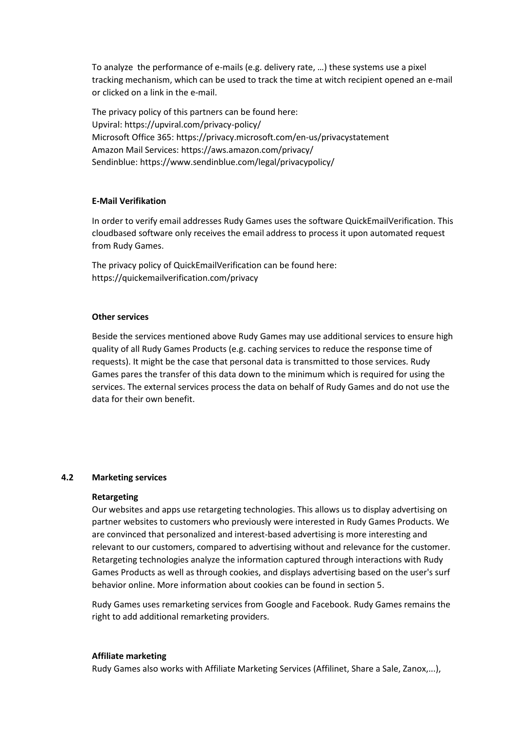To analyze  the performance of e-mails (e.g. delivery rate, …) these systems use a pixel tracking mechanism, which can be used to track the time at witch recipient opened an e-mail or clicked on a link in the e-mail.

The privacy policy of this partners can be found here:
Upviral: https://upviral.com/privacy-policy/
Microsoft Office 365: https://privacy.microsoft.com/en-us/privacystatement
Amazon Mail Services: https://aws.amazon.com/privacy/
Sendinblue: https://www.sendinblue.com/legal/privacypolicy/

**E-Mail Verifikation**

In order to verify email addresses Rudy Games uses the software QuickEmailVerification. This cloudbased software only receives the email address to process it upon automated request from Rudy Games.

The privacy policy of QuickEmailVerification can be found here:
https://quickemailverification.com/privacy

**Other services**

Beside the services mentioned above Rudy Games may use additional services to ensure high quality of all Rudy Games Products (e.g. caching services to reduce the response time of requests). It might be the case that personal data is transmitted to those services. Rudy Games pares the transfer of this data down to the minimum which is required for using the services. The external services process the data on behalf of Rudy Games and do not use the data for their own benefit.

## 4.2 Marketing services

**Retargeting**

Our websites and apps use retargeting technologies. This allows us to display advertising on partner websites to customers who previously were interested in Rudy Games Products. We are convinced that personalized and interest-based advertising is more interesting and relevant to our customers, compared to advertising without and relevance for the customer. Retargeting technologies analyze the information captured through interactions with Rudy Games Products as well as through cookies, and displays advertising based on the user's surf behavior online. More information about cookies can be found in section 5.

Rudy Games uses remarketing services from Google and Facebook. Rudy Games remains the right to add additional remarketing providers.

**Affiliate marketing**

Rudy Games also works with Affiliate Marketing Services (Affilinet, Share a Sale, Zanox,...),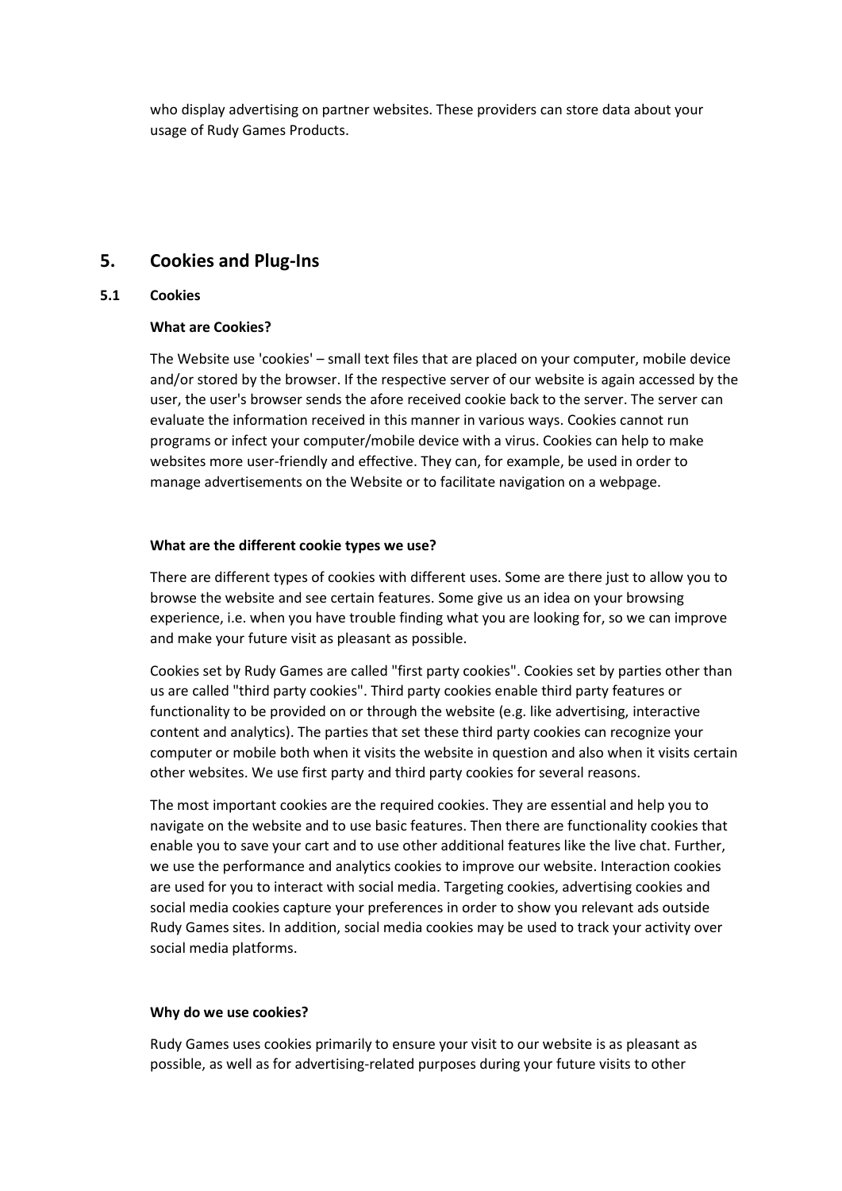who display advertising on partner websites. These providers can store data about your usage of Rudy Games Products.

## 5. Cookies and Plug-Ins

### 5.1 Cookies

**What are Cookies?**

The Website use 'cookies' – small text files that are placed on your computer, mobile device and/or stored by the browser. If the respective server of our website is again accessed by the user, the user's browser sends the afore received cookie back to the server. The server can evaluate the information received in this manner in various ways. Cookies cannot run programs or infect your computer/mobile device with a virus. Cookies can help to make websites more user-friendly and effective. They can, for example, be used in order to manage advertisements on the Website or to facilitate navigation on a webpage.

**What are the different cookie types we use?**

There are different types of cookies with different uses. Some are there just to allow you to browse the website and see certain features. Some give us an idea on your browsing experience, i.e. when you have trouble finding what you are looking for, so we can improve and make your future visit as pleasant as possible.

Cookies set by Rudy Games are called "first party cookies". Cookies set by parties other than us are called "third party cookies". Third party cookies enable third party features or functionality to be provided on or through the website (e.g. like advertising, interactive content and analytics). The parties that set these third party cookies can recognize your computer or mobile both when it visits the website in question and also when it visits certain other websites. We use first party and third party cookies for several reasons.

The most important cookies are the required cookies. They are essential and help you to navigate on the website and to use basic features. Then there are functionality cookies that enable you to save your cart and to use other additional features like the live chat. Further, we use the performance and analytics cookies to improve our website. Interaction cookies are used for you to interact with social media. Targeting cookies, advertising cookies and social media cookies capture your preferences in order to show you relevant ads outside Rudy Games sites. In addition, social media cookies may be used to track your activity over social media platforms.

**Why do we use cookies?**

Rudy Games uses cookies primarily to ensure your visit to our website is as pleasant as possible, as well as for advertising-related purposes during your future visits to other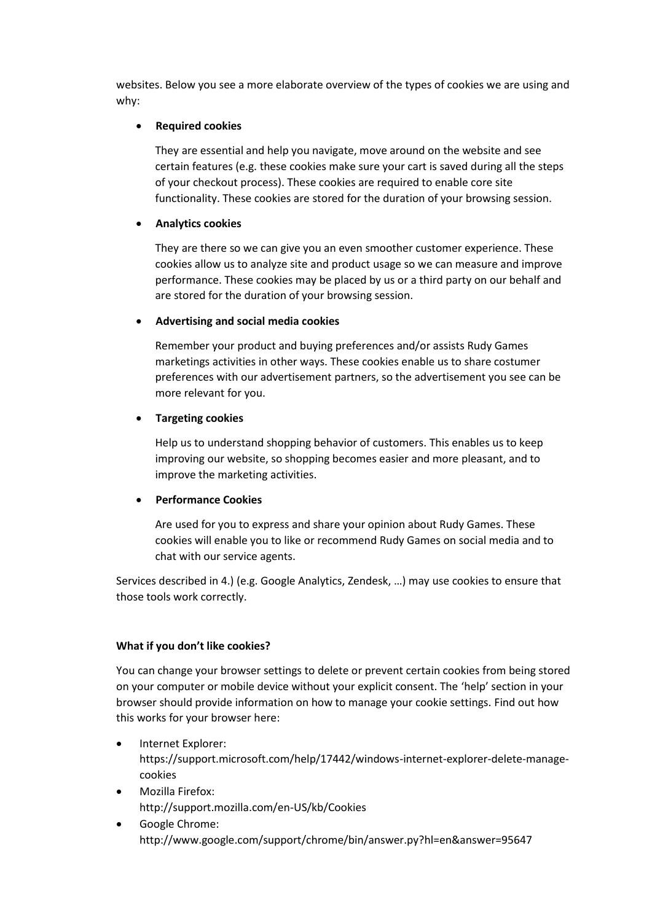websites. Below you see a more elaborate overview of the types of cookies we are using and why:

- **Required cookies**

  They are essential and help you navigate, move around on the website and see certain features (e.g. these cookies make sure your cart is saved during all the steps of your checkout process). These cookies are required to enable core site functionality. These cookies are stored for the duration of your browsing session.

- **Analytics cookies**

  They are there so we can give you an even smoother customer experience. These cookies allow us to analyze site and product usage so we can measure and improve performance. These cookies may be placed by us or a third party on our behalf and are stored for the duration of your browsing session.

- **Advertising and social media cookies**

  Remember your product and buying preferences and/or assists Rudy Games marketings activities in other ways. These cookies enable us to share costumer preferences with our advertisement partners, so the advertisement you see can be more relevant for you.

- **Targeting cookies**

  Help us to understand shopping behavior of customers. This enables us to keep improving our website, so shopping becomes easier and more pleasant, and to improve the marketing activities.

- **Performance Cookies**

  Are used for you to express and share your opinion about Rudy Games. These cookies will enable you to like or recommend Rudy Games on social media and to chat with our service agents.

Services described in 4.) (e.g. Google Analytics, Zendesk, …) may use cookies to ensure that those tools work correctly.

**What if you don't like cookies?**

You can change your browser settings to delete or prevent certain cookies from being stored on your computer or mobile device without your explicit consent. The 'help' section in your browser should provide information on how to manage your cookie settings. Find out how this works for your browser here:

- Internet Explorer: https://support.microsoft.com/help/17442/windows-internet-explorer-delete-manage-cookies
- Mozilla Firefox: http://support.mozilla.com/en-US/kb/Cookies
- Google Chrome: http://www.google.com/support/chrome/bin/answer.py?hl=en&answer=95647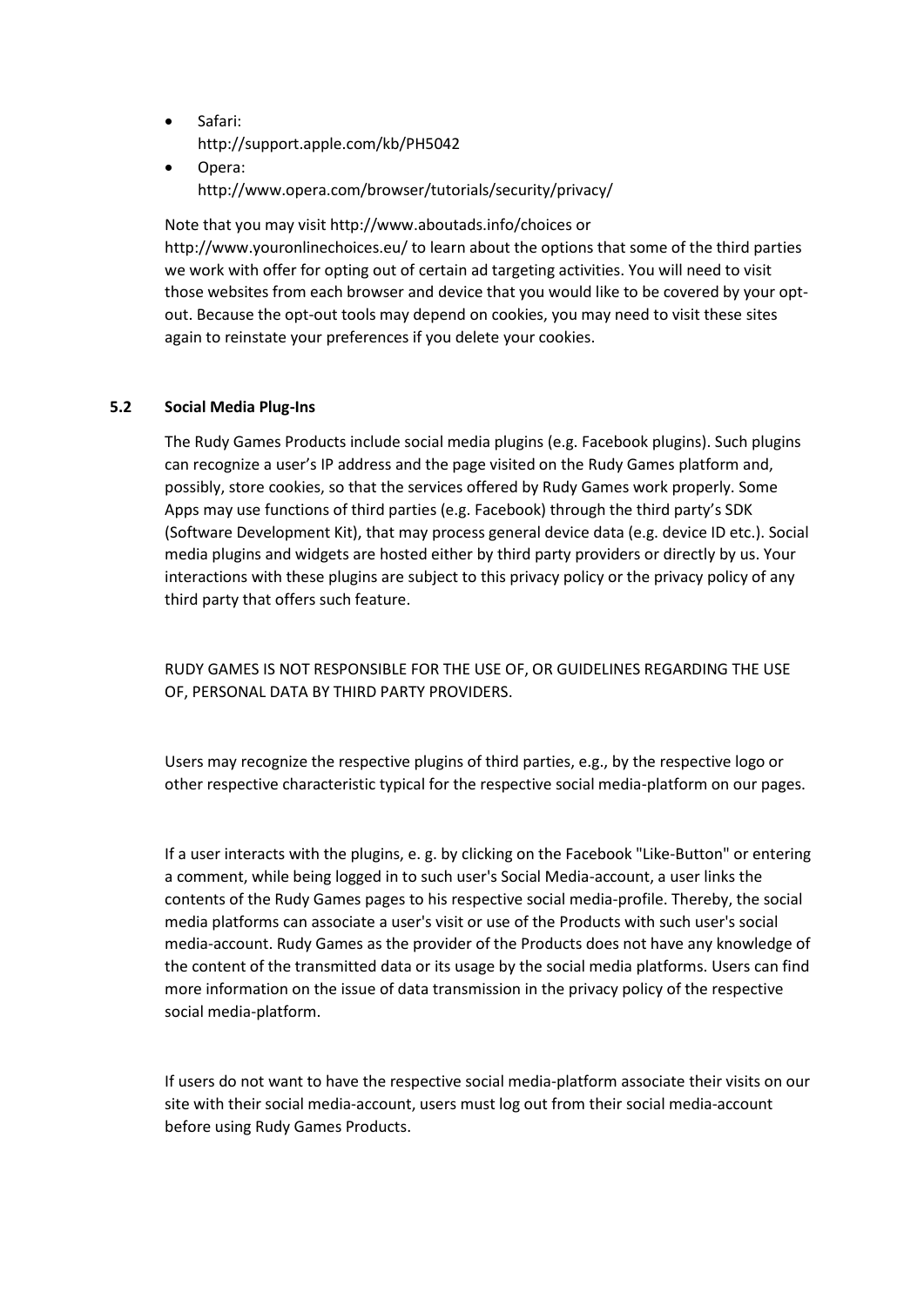- Safari:
  http://support.apple.com/kb/PH5042
- Opera:
  http://www.opera.com/browser/tutorials/security/privacy/

Note that you may visit http://www.aboutads.info/choices or http://www.youronlinechoices.eu/ to learn about the options that some of the third parties we work with offer for opting out of certain ad targeting activities. You will need to visit those websites from each browser and device that you would like to be covered by your opt-out. Because the opt-out tools may depend on cookies, you may need to visit these sites again to reinstate your preferences if you delete your cookies.

### 5.2 Social Media Plug-Ins

The Rudy Games Products include social media plugins (e.g. Facebook plugins). Such plugins can recognize a user's IP address and the page visited on the Rudy Games platform and, possibly, store cookies, so that the services offered by Rudy Games work properly. Some Apps may use functions of third parties (e.g. Facebook) through the third party's SDK (Software Development Kit), that may process general device data (e.g. device ID etc.). Social media plugins and widgets are hosted either by third party providers or directly by us. Your interactions with these plugins are subject to this privacy policy or the privacy policy of any third party that offers such feature.

RUDY GAMES IS NOT RESPONSIBLE FOR THE USE OF, OR GUIDELINES REGARDING THE USE OF, PERSONAL DATA BY THIRD PARTY PROVIDERS.

Users may recognize the respective plugins of third parties, e.g., by the respective logo or other respective characteristic typical for the respective social media-platform on our pages.

If a user interacts with the plugins, e. g. by clicking on the Facebook "Like-Button" or entering a comment, while being logged in to such user's Social Media-account, a user links the contents of the Rudy Games pages to his respective social media-profile. Thereby, the social media platforms can associate a user's visit or use of the Products with such user's social media-account. Rudy Games as the provider of the Products does not have any knowledge of the content of the transmitted data or its usage by the social media platforms. Users can find more information on the issue of data transmission in the privacy policy of the respective social media-platform.

If users do not want to have the respective social media-platform associate their visits on our site with their social media-account, users must log out from their social media-account before using Rudy Games Products.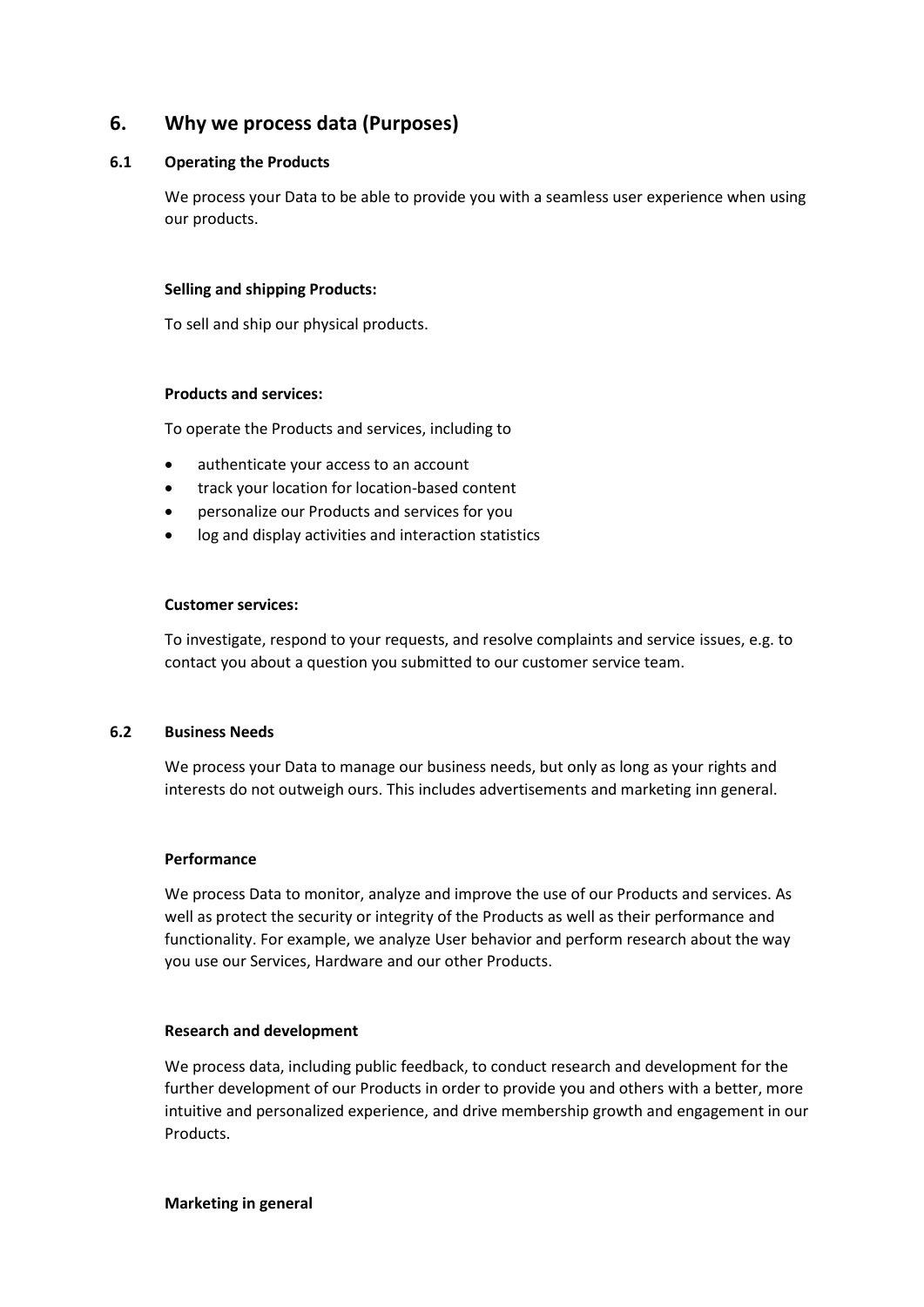## 6. Why we process data (Purposes)

### 6.1 Operating the Products

We process your Data to be able to provide you with a seamless user experience when using our products.

**Selling and shipping Products:**

To sell and ship our physical products.

**Products and services:**

To operate the Products and services, including to

- authenticate your access to an account
- track your location for location-based content
- personalize our Products and services for you
- log and display activities and interaction statistics

**Customer services:**

To investigate, respond to your requests, and resolve complaints and service issues, e.g. to contact you about a question you submitted to our customer service team.

### 6.2 Business Needs

We process your Data to manage our business needs, but only as long as your rights and interests do not outweigh ours. This includes advertisements and marketing inn general.

**Performance**

We process Data to monitor, analyze and improve the use of our Products and services. As well as protect the security or integrity of the Products as well as their performance and functionality. For example, we analyze User behavior and perform research about the way you use our Services, Hardware and our other Products.

**Research and development**

We process data, including public feedback, to conduct research and development for the further development of our Products in order to provide you and others with a better, more intuitive and personalized experience, and drive membership growth and engagement in our Products.

**Marketing in general**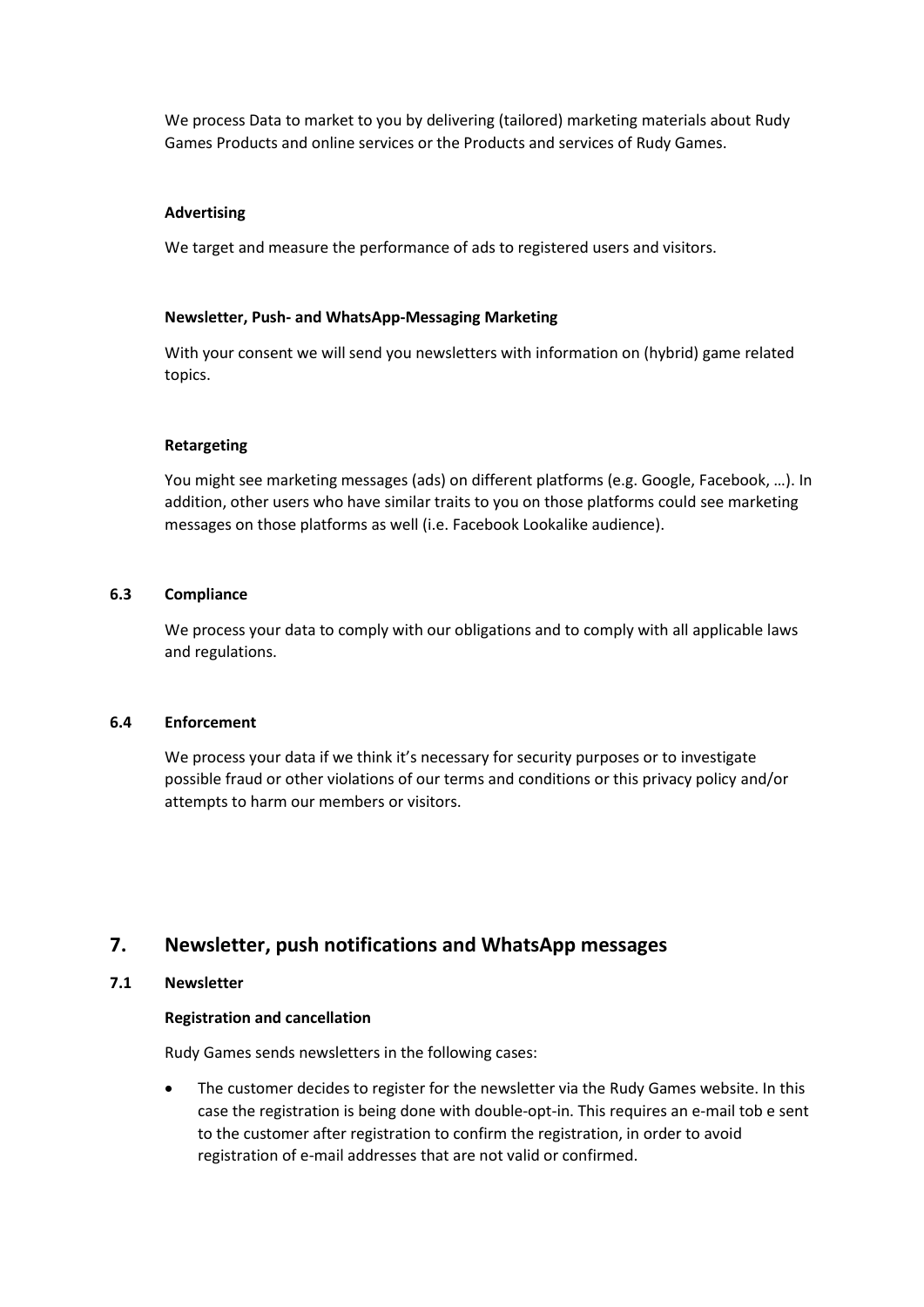We process Data to market to you by delivering (tailored) marketing materials about Rudy Games Products and online services or the Products and services of Rudy Games.

**Advertising**

We target and measure the performance of ads to registered users and visitors.

**Newsletter, Push- and WhatsApp-Messaging Marketing**

With your consent we will send you newsletters with information on (hybrid) game related topics.

**Retargeting**

You might see marketing messages (ads) on different platforms (e.g. Google, Facebook, …). In addition, other users who have similar traits to you on those platforms could see marketing messages on those platforms as well (i.e. Facebook Lookalike audience).

### 6.3 Compliance

We process your data to comply with our obligations and to comply with all applicable laws and regulations.

### 6.4 Enforcement

We process your data if we think it's necessary for security purposes or to investigate possible fraud or other violations of our terms and conditions or this privacy policy and/or attempts to harm our members or visitors.

## 7. Newsletter, push notifications and WhatsApp messages

### 7.1 Newsletter

**Registration and cancellation**

Rudy Games sends newsletters in the following cases:

- The customer decides to register for the newsletter via the Rudy Games website. In this case the registration is being done with double-opt-in. This requires an e-mail tob e sent to the customer after registration to confirm the registration, in order to avoid registration of e-mail addresses that are not valid or confirmed.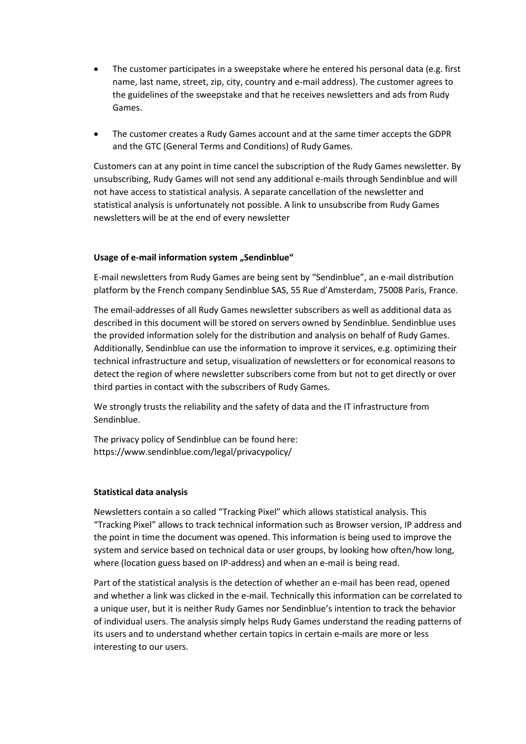- The customer participates in a sweepstake where he entered his personal data (e.g. first name, last name, street, zip, city, country and e-mail address). The customer agrees to the guidelines of the sweepstake and that he receives newsletters and ads from Rudy Games.
- The customer creates a Rudy Games account and at the same timer accepts the GDPR and the GTC (General Terms and Conditions) of Rudy Games.

Customers can at any point in time cancel the subscription of the Rudy Games newsletter. By unsubscribing, Rudy Games will not send any additional e-mails through Sendinblue and will not have access to statistical analysis. A separate cancellation of the newsletter and statistical analysis is unfortunately not possible. A link to unsubscribe from Rudy Games newsletters will be at the end of every newsletter

**Usage of e-mail information system „Sendinblue“**

E-mail newsletters from Rudy Games are being sent by “Sendinblue”, an e-mail distribution platform by the French company Sendinblue SAS, 55 Rue d’Amsterdam, 75008 Paris, France.

The email-addresses of all Rudy Games newsletter subscribers as well as additional data as described in this document will be stored on servers owned by Sendinblue. Sendinblue uses the provided information solely for the distribution and analysis on behalf of Rudy Games. Additionally, Sendinblue can use the information to improve it services, e.g. optimizing their technical infrastructure and setup, visualization of newsletters or for economical reasons to detect the region of where newsletter subscribers come from but not to get directly or over third parties in contact with the subscribers of Rudy Games.

We strongly trusts the reliability and the safety of data and the IT infrastructure from Sendinblue.

The privacy policy of Sendinblue can be found here: https://www.sendinblue.com/legal/privacypolicy/

**Statistical data analysis**

Newsletters contain a so called “Tracking Pixel” which allows statistical analysis. This “Tracking Pixel” allows to track technical information such as Browser version, IP address and the point in time the document was opened. This information is being used to improve the system and service based on technical data or user groups, by looking how often/how long, where (location guess based on IP-address) and when an e-mail is being read.

Part of the statistical analysis is the detection of whether an e-mail has been read, opened and whether a link was clicked in the e-mail. Technically this information can be correlated to a unique user, but it is neither Rudy Games nor Sendinblue’s intention to track the behavior of individual users. The analysis simply helps Rudy Games understand the reading patterns of its users and to understand whether certain topics in certain e-mails are more or less interesting to our users.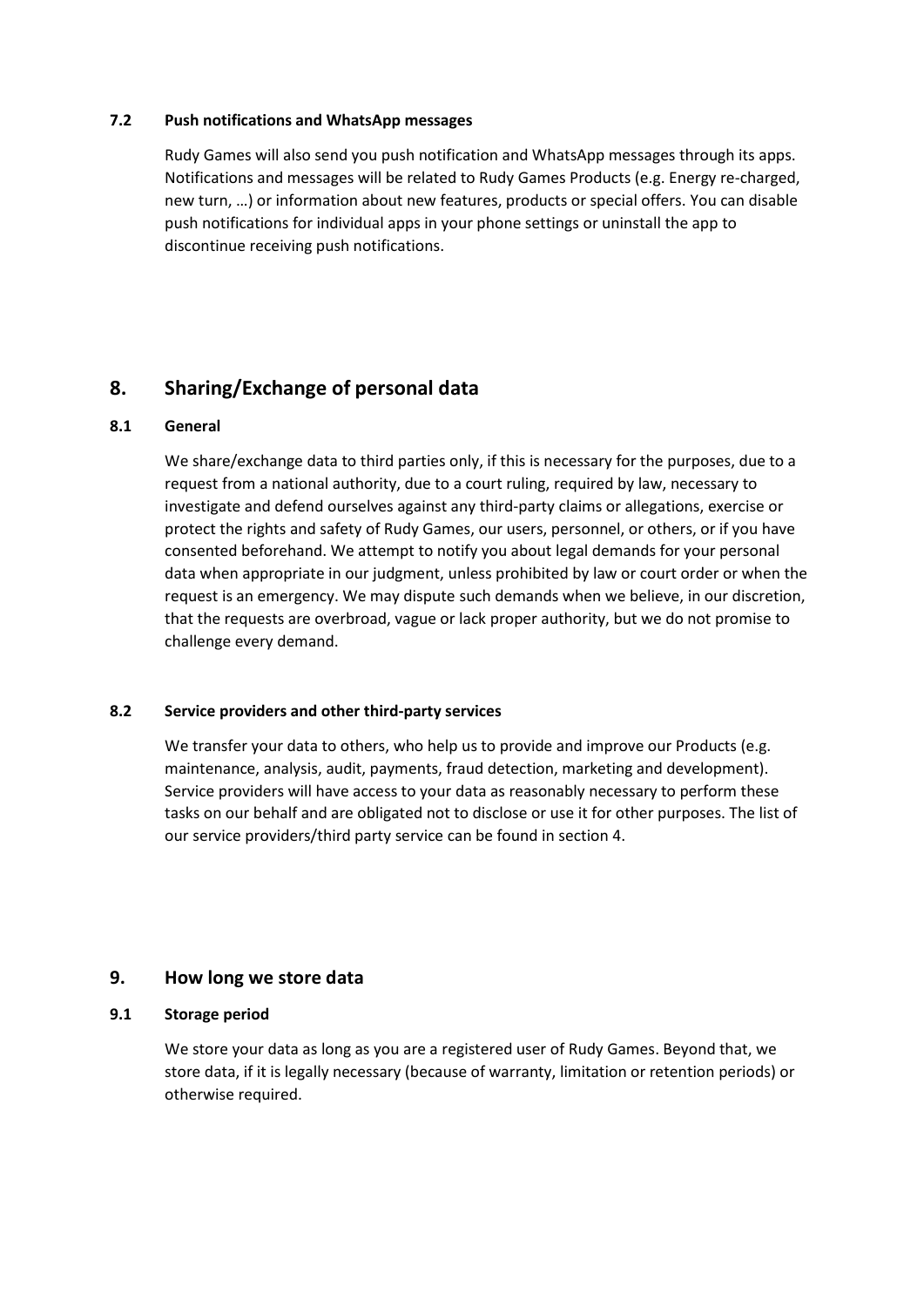### 7.2 Push notifications and WhatsApp messages

Rudy Games will also send you push notification and WhatsApp messages through its apps. Notifications and messages will be related to Rudy Games Products (e.g. Energy re-charged, new turn, …) or information about new features, products or special offers. You can disable push notifications for individual apps in your phone settings or uninstall the app to discontinue receiving push notifications.

## 8. Sharing/Exchange of personal data

### 8.1 General

We share/exchange data to third parties only, if this is necessary for the purposes, due to a request from a national authority, due to a court ruling, required by law, necessary to investigate and defend ourselves against any third-party claims or allegations, exercise or protect the rights and safety of Rudy Games, our users, personnel, or others, or if you have consented beforehand. We attempt to notify you about legal demands for your personal data when appropriate in our judgment, unless prohibited by law or court order or when the request is an emergency. We may dispute such demands when we believe, in our discretion, that the requests are overbroad, vague or lack proper authority, but we do not promise to challenge every demand.

### 8.2 Service providers and other third-party services

We transfer your data to others, who help us to provide and improve our Products (e.g. maintenance, analysis, audit, payments, fraud detection, marketing and development). Service providers will have access to your data as reasonably necessary to perform these tasks on our behalf and are obligated not to disclose or use it for other purposes. The list of our service providers/third party service can be found in section 4.

## 9. How long we store data

### 9.1 Storage period

We store your data as long as you are a registered user of Rudy Games. Beyond that, we store data, if it is legally necessary (because of warranty, limitation or retention periods) or otherwise required.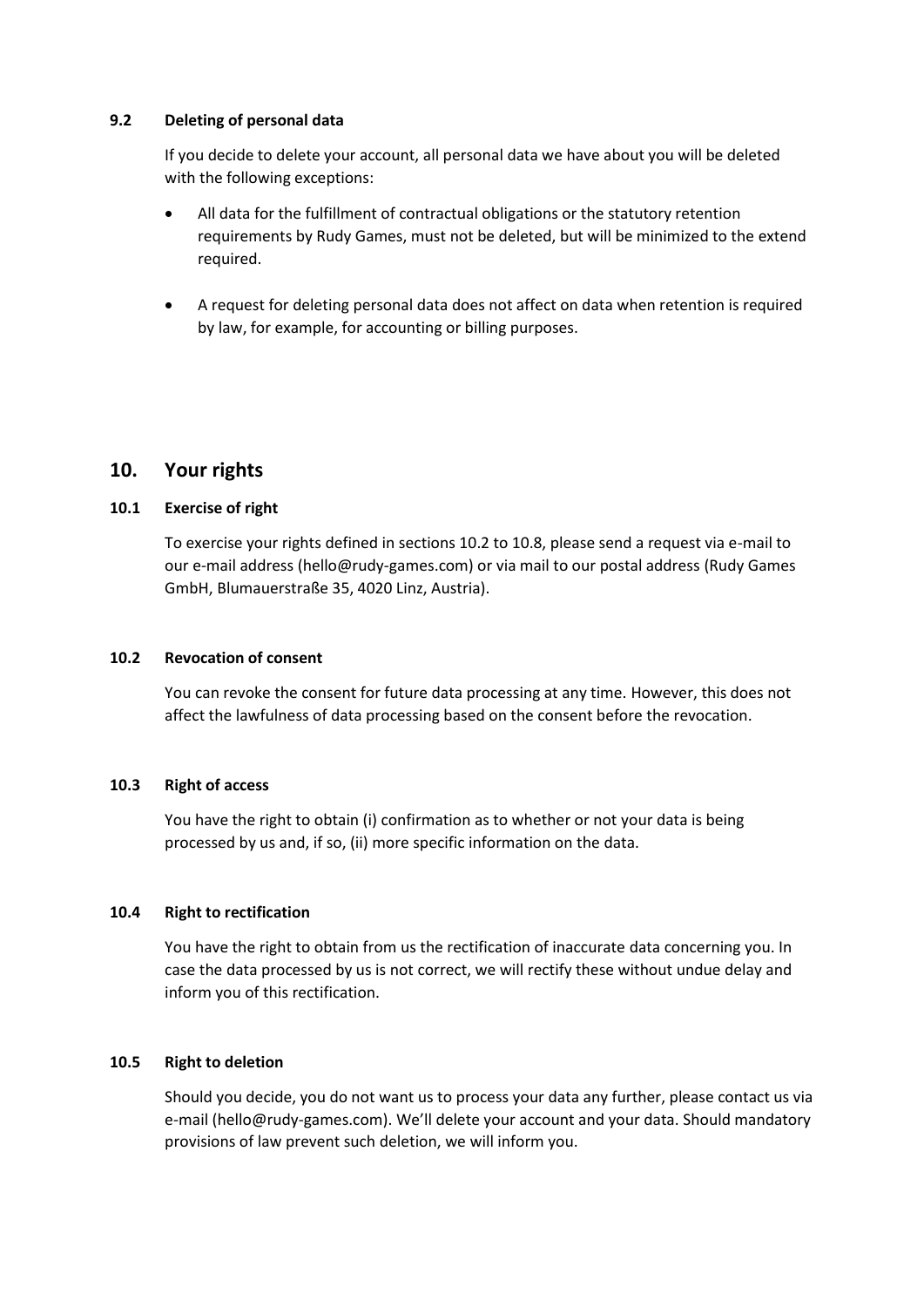### 9.2 Deleting of personal data

If you decide to delete your account, all personal data we have about you will be deleted with the following exceptions:

- All data for the fulfillment of contractual obligations or the statutory retention requirements by Rudy Games, must not be deleted, but will be minimized to the extend required.
- A request for deleting personal data does not affect on data when retention is required by law, for example, for accounting or billing purposes.

## 10. Your rights

### 10.1 Exercise of right

To exercise your rights defined in sections 10.2 to 10.8, please send a request via e-mail to our e-mail address (hello@rudy-games.com) or via mail to our postal address (Rudy Games GmbH, Blumauerstraße 35, 4020 Linz, Austria).

### 10.2 Revocation of consent

You can revoke the consent for future data processing at any time. However, this does not affect the lawfulness of data processing based on the consent before the revocation.

### 10.3 Right of access

You have the right to obtain (i) confirmation as to whether or not your data is being processed by us and, if so, (ii) more specific information on the data.

### 10.4 Right to rectification

You have the right to obtain from us the rectification of inaccurate data concerning you. In case the data processed by us is not correct, we will rectify these without undue delay and inform you of this rectification.

### 10.5 Right to deletion

Should you decide, you do not want us to process your data any further, please contact us via e-mail (hello@rudy-games.com). We'll delete your account and your data. Should mandatory provisions of law prevent such deletion, we will inform you.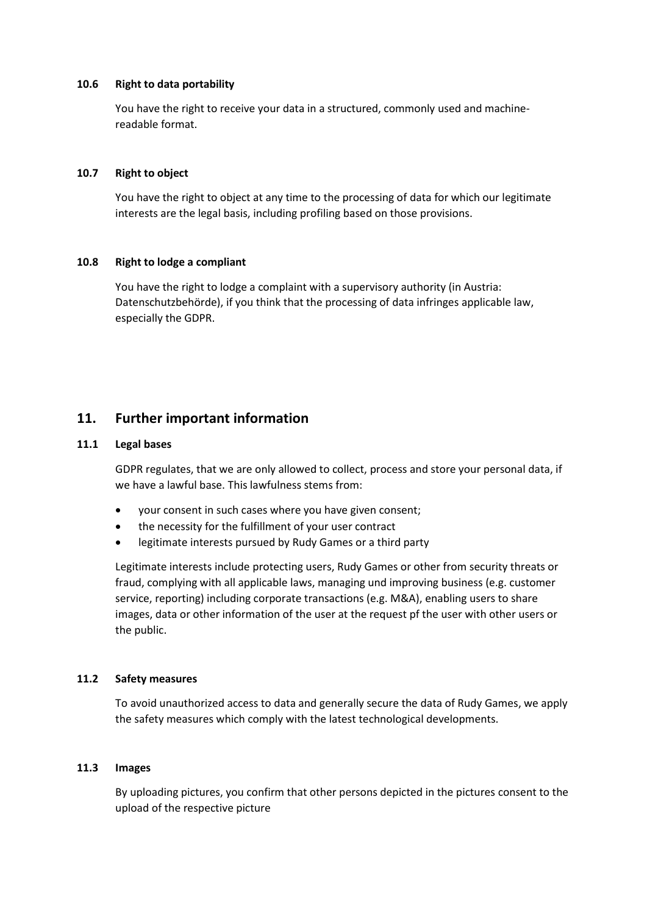### 10.6 Right to data portability

You have the right to receive your data in a structured, commonly used and machine-readable format.

### 10.7 Right to object

You have the right to object at any time to the processing of data for which our legitimate interests are the legal basis, including profiling based on those provisions.

### 10.8 Right to lodge a compliant

You have the right to lodge a complaint with a supervisory authority (in Austria: Datenschutzbehörde), if you think that the processing of data infringes applicable law, especially the GDPR.

## 11. Further important information

### 11.1 Legal bases

GDPR regulates, that we are only allowed to collect, process and store your personal data, if we have a lawful base. This lawfulness stems from:

- your consent in such cases where you have given consent;
- the necessity for the fulfillment of your user contract
- legitimate interests pursued by Rudy Games or a third party

Legitimate interests include protecting users, Rudy Games or other from security threats or fraud, complying with all applicable laws, managing und improving business (e.g. customer service, reporting) including corporate transactions (e.g. M&A), enabling users to share images, data or other information of the user at the request pf the user with other users or the public.

### 11.2 Safety measures

To avoid unauthorized access to data and generally secure the data of Rudy Games, we apply the safety measures which comply with the latest technological developments.

### 11.3 Images

By uploading pictures, you confirm that other persons depicted in the pictures consent to the upload of the respective picture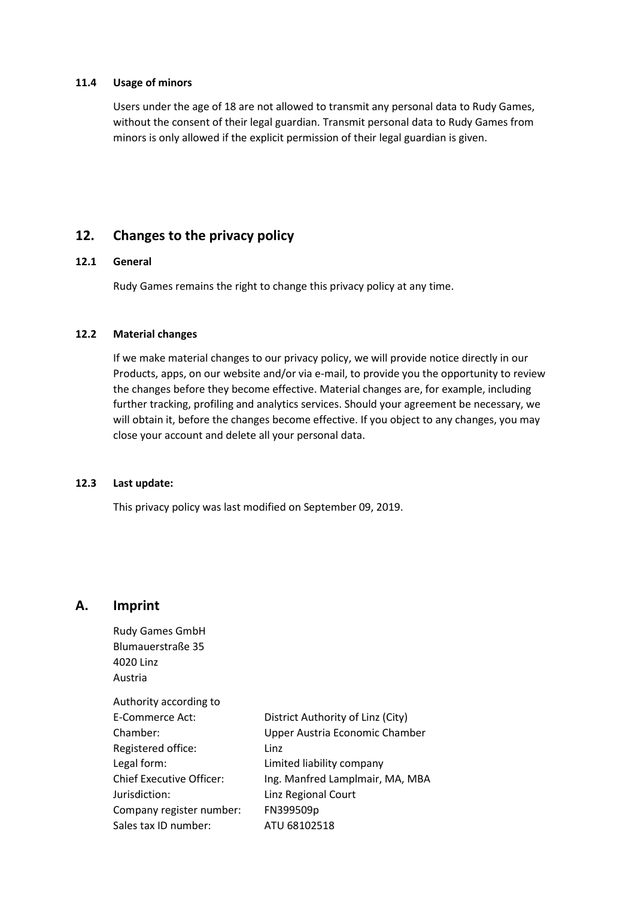### 11.4 Usage of minors

Users under the age of 18 are not allowed to transmit any personal data to Rudy Games, without the consent of their legal guardian. Transmit personal data to Rudy Games from minors is only allowed if the explicit permission of their legal guardian is given.

## 12. Changes to the privacy policy

### 12.1 General

Rudy Games remains the right to change this privacy policy at any time.

### 12.2 Material changes

If we make material changes to our privacy policy, we will provide notice directly in our Products, apps, on our website and/or via e-mail, to provide you the opportunity to review the changes before they become effective. Material changes are, for example, including further tracking, profiling and analytics services. Should your agreement be necessary, we will obtain it, before the changes become effective. If you object to any changes, you may close your account and delete all your personal data.

### 12.3 Last update:

This privacy policy was last modified on September 09, 2019.

## A. Imprint

Rudy Games GmbH
Blumauerstraße 35
4020 Linz
Austria

| | |
|---|---|
| Authority according to E-Commerce Act: | District Authority of Linz (City) |
| Chamber: | Upper Austria Economic Chamber |
| Registered office: | Linz |
| Legal form: | Limited liability company |
| Chief Executive Officer: | Ing. Manfred Lamplmair, MA, MBA |
| Jurisdiction: | Linz Regional Court |
| Company register number: | FN399509p |
| Sales tax ID number: | ATU 68102518 |